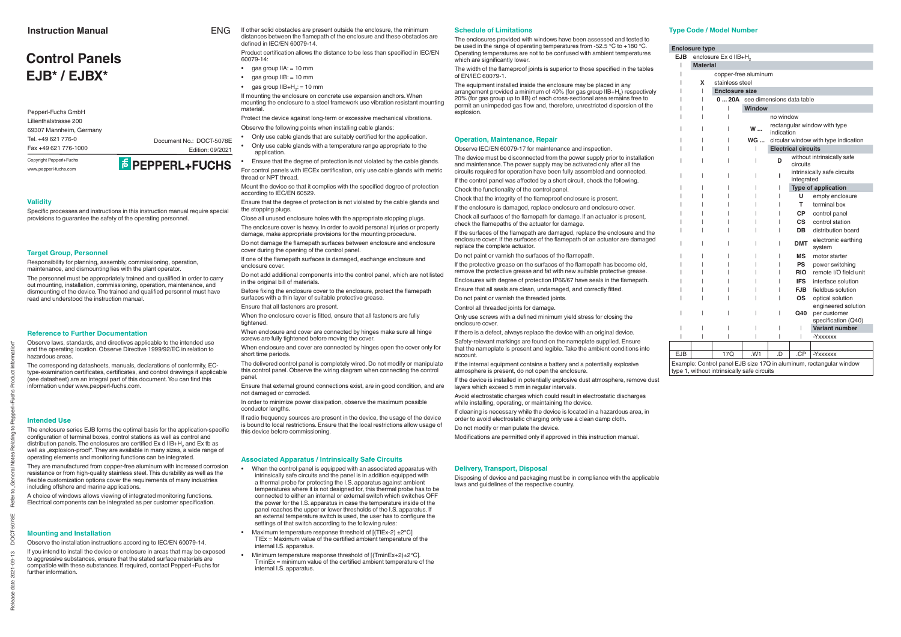# Instruction Manual

ENG

# Control Panels EJB* / EJBX*

Pepperl-Fuchs GmbH
Lilienthalstrasse 200
69307 Mannheim, Germany
Tel. +49 621 776-0
Fax +49 621 776-1000
Copyright Pepperl+Fuchs
www.pepperl-fuchs.com

Document No.: DOCT-5078E
Edition: 09/2021

PEPPERL+FUCHS

## Validity

Specific processes and instructions in this instruction manual require special provisions to guarantee the safety of the operating personnel.

## Target Group, Personnel

Responsibility for planning, assembly, commissioning, operation, maintenance, and dismounting lies with the plant operator.

The personnel must be appropriately trained and qualified in order to carry out mounting, installation, commissioning, operation, maintenance, and dismounting of the device. The trained and qualified personnel must have read and understood the instruction manual.

## Reference to Further Documentation

Observe laws, standards, and directives applicable to the intended use and the operating location. Observe Directive 1999/92/EC in relation to hazardous areas.

The corresponding datasheets, manuals, declarations of conformity, EC-type-examination certificates, certificates, and control drawings if applicable (see datasheet) are an integral part of this document. You can find this information under www.pepperl-fuchs.com.

## Intended Use

The enclosure series EJB forms the optimal basis for the application-specific configuration of terminal boxes, control stations as well as control and distribution panels. The enclosures are certified Ex d IIB+$H_2$ and Ex tb as well as „explosion-proof". They are available in many sizes, a wide range of operating elements and monitoring functions can be integrated.

They are manufactured from copper-free aluminum with increased corrosion resistance or from high-quality stainless steel. This durability as well as the flexible customization options cover the requirements of many industries including offshore and marine applications.

A choice of windows allows viewing of integrated monitoring functions. Electrical components can be integrated as per customer specification.

## Mounting and Installation

Observe the installation instructions according to IEC/EN 60079-14.

If you intend to install the device or enclosure in areas that may be exposed to aggressive substances, ensure that the stated surface materials are compatible with these substances. If required, contact Pepperl+Fuchs for further information.

If other solid obstacles are present outside the enclosure, the minimum distances between the flamepath of the enclosure and these obstacles are defined in IEC/EN 60079-14.

Product certification allows the distance to be less than specified in IEC/EN 60079-14:

- gas group IIA: = 10 mm
- gas group IIB: = 10 mm
- gas group IIB+$H_2$: = 10 mm

If mounting the enclosure on concrete use expansion anchors. When mounting the enclosure to a steel framework use vibration resistant mounting material.

Protect the device against long-term or excessive mechanical vibrations.

Observe the following points when installing cable glands:

- Only use cable glands that are suitably certified for the application.
- Only use cable glands with a temperature range appropriate to the application.
- Ensure that the degree of protection is not violated by the cable glands.

For control panels with IECEx certification, only use cable glands with metric thread or NPT thread.

Mount the device so that it complies with the specified degree of protection according to IEC/EN 60529.

Ensure that the degree of protection is not violated by the cable glands and the stopping plugs.

Close all unused enclosure holes with the appropriate stopping plugs.

The enclosure cover is heavy. In order to avoid personal injuries or property damage, make appropriate provisions for the mounting procedure.

Do not damage the flamepath surfaces between enclosure and enclosure cover during the opening of the control panel.

If one of the flamepath surfaces is damaged, exchange enclosure and enclosure cover.

Do not add additional components into the control panel, which are not listed in the original bill of materials.

Before fixing the enclosure cover to the enclosure, protect the flamepath surfaces with a thin layer of suitable protective grease.

Ensure that all fasteners are present.

When the enclosure cover is fitted, ensure that all fasteners are fully tightened.

When enclosure and cover are connected by hinges make sure all hinge screws are fully tightened before moving the cover.

When enclosure and cover are connected by hinges open the cover only for short time periods.

The delivered control panel is completely wired. Do not modify or manipulate this control panel. Observe the wiring diagram when connecting the control panel.

Ensure that external ground connections exist, are in good condition, and are not damaged or corroded.

In order to minimize power dissipation, observe the maximum possible conductor lengths.

If radio frequency sources are present in the device, the usage of the device is bound to local restrictions. Ensure that the local restrictions allow usage of this device before commissioning.

## Associated Apparatus / Intrinsically Safe Circuits

- When the control panel is equipped with an associated apparatus with intrinsically safe circuits and the panel is in addition equipped with a thermal probe for protecting the I.S. apparatus against ambient temperatures where it is not designed for, this thermal probe has to be connected to either an internal or external switch which switches OFF the power for the I.S. apparatus in case the temperature inside of the panel reaches the upper or lower thresholds of the I.S. apparatus. If an external temperature switch is used, the user has to configure the settings of that switch according to the following rules:
- Maximum temperature response threshold of [(TIEx-2) ±2°C]
  TIEx = Maximum value of the certified ambient temperature of the internal I.S. apparatus.
- Minimum temperature response threshold of [(TminEx+2)±2°C].
  TminEx = minimum value of the certified ambient temperature of the internal I.S. apparatus.

## Schedule of Limitations

The enclosures provided with windows have been assessed and tested to be used in the range of operating temperatures from -52.5 °C to +180 °C. Operating temperatures are not to be confused with ambient temperatures which are significantly lower.

The width of the flameproof joints is superior to those specified in the tables of EN/IEC 60079-1.

The equipment installed inside the enclosure may be placed in any arrangement provided a minimum of 40% (for gas group IIB+$H_2$) respectively 20% (for gas group up to IIB) of each cross-sectional area remains free to permit an unimpeded gas flow and, therefore, unrestricted dispersion of the explosion.

## Operation, Maintenance, Repair

Observe IEC/EN 60079-17 for maintenance and inspection.

The device must be disconnected from the power supply prior to installation and maintenance. The power supply may be activated only after all the circuits required for operation have been fully assembled and connected.

If the control panel was affected by a short circuit, check the following.

Check the functionality of the control panel.

Check that the integrity of the flameproof enclosure is present.

If the enclosure is damaged, replace enclosure and enclosure cover.

Check all surfaces of the flamepath for damage. If an actuator is present, check the flamepaths of the actuator for damage.

If the surfaces of the flamepath are damaged, replace the enclosure and the enclosure cover. If the surfaces of the flamepath of an actuator are damaged replace the complete actuator.

Do not paint or varnish the surfaces of the flamepath.

If the protective grease on the surfaces of the flamepath has become old, remove the protective grease and fat with new suitable protective grease.

Enclosures with degree of protection IP66/67 have seals in the flamepath.

Ensure that all seals are clean, undamaged, and correctly fitted.

Do not paint or varnish the threaded joints.

Control all threaded joints for damage.

Only use screws with a defined minimum yield stress for closing the enclosure cover.

If there is a defect, always replace the device with an original device.

Safety-relevant markings are found on the nameplate supplied. Ensure that the nameplate is present and legible. Take the ambient conditions into account.

If the internal equipment contains a battery and a potentially explosive atmosphere is present, do not open the enclosure.

If the device is installed in potentially explosive dust atmosphere, remove dust layers which exceed 5 mm in regular intervals.

Avoid electrostatic charges which could result in electrostatic discharges while installing, operating, or maintaining the device.

If cleaning is necessary while the device is located in a hazardous area, in order to avoid electrostatic charging only use a clean damp cloth.

Do not modify or manipulate the device.

Modifications are permitted only if approved in this instruction manual.

## Delivery, Transport, Disposal

Disposing of device and packaging must be in compliance with the applicable laws and guidelines of the respective country.

## Type Code / Model Number

**Enclosure type**

- **EJB** – enclosure Ex d IIB+$H_2$
  - **Material**
    - (blank) – copper-free aluminum
    - **X** – stainless steel
  - **Enclosure size**
    - **0 ... 20A** – see dimensions data table
  - **Window**
    - (blank) – no window
    - **W ...** – rectangular window with type indication
    - **WG ...** – circular window with type indication
  - **Electrical circuits**
    - **D** – without intrinsically safe circuits
    - **I** – intrinsically safe circuits integrated
  - **Type of application**
    - **U** – empty enclosure
    - **T** – terminal box
    - **CP** – control panel
    - **CS** – control station
    - **DB** – distribution board
    - **DMT** – electronic earthing system
    - **MS** – motor starter
    - **PS** – power switching
    - **RIO** – remote I/O field unit
    - **IFS** – interface solution
    - **FJB** – fieldbus solution
    - **OS** – optical solution
    - **Q40** – engineered solution per customer specification (Q40)
  - **Variant number**
    - -Yxxxxxx

| EJB | | 17Q | .W1 | .D | .CP | -Yxxxxxx |
|---|---|---|---|---|---|---|

Example: Control panel EJB size 17Q in aluminum, rectangular window type 1, without intrinsically safe circuits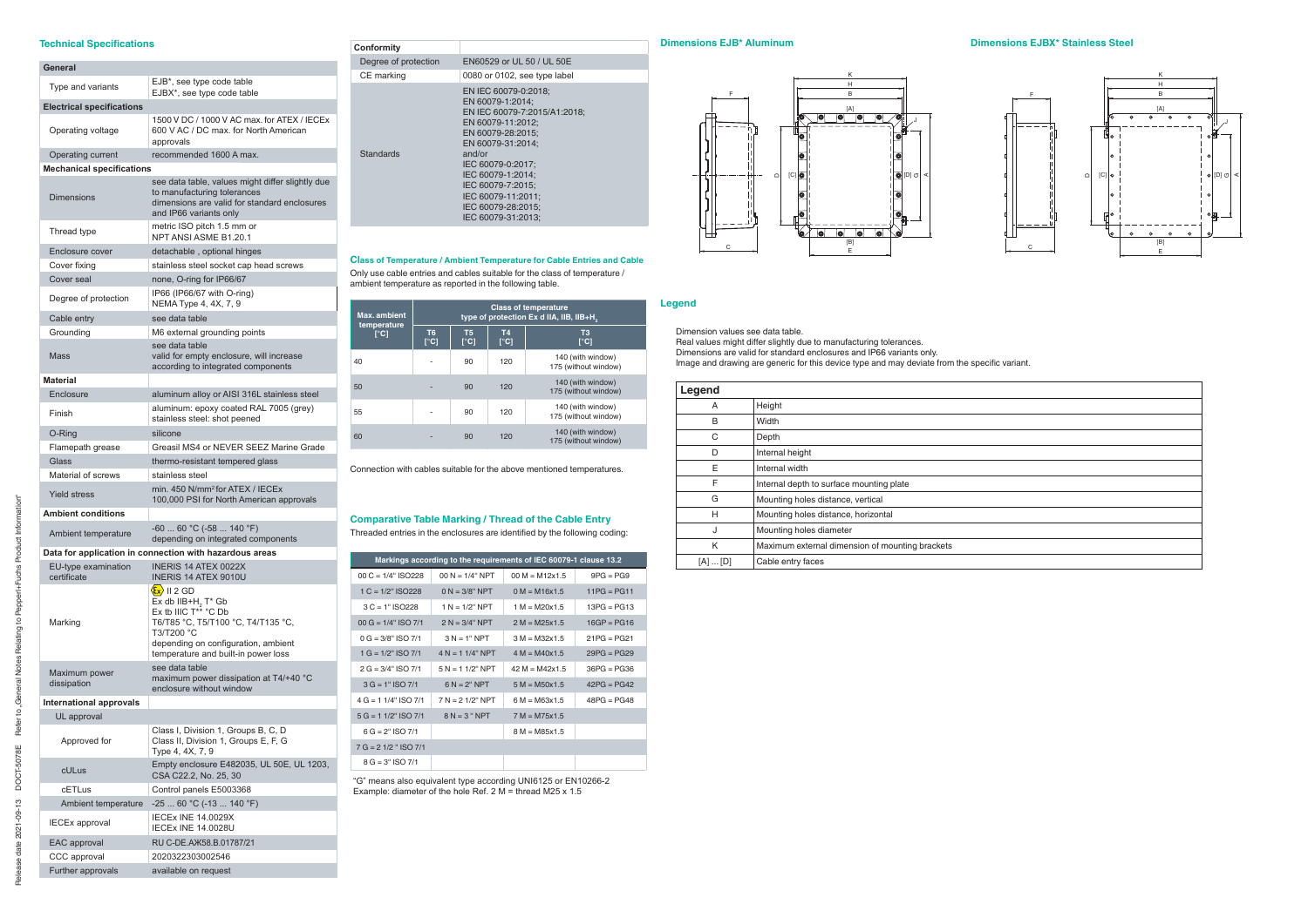## Technical Specifications

| General | |
|---|---|
| Type and variants | EJB*, see type code table<br>EJBX*, see type code table |
| **Electrical specifications** | |
| Operating voltage | 1500 V DC / 1000 V AC max. for ATEX / IECEx<br>600 V AC / DC max. for North American approvals |
| Operating current | recommended 1600 A max. |
| **Mechanical specifications** | |
| Dimensions | see data table, values might differ slightly due to manufacturing tolerances<br>dimensions are valid for standard enclosures and IP66 variants only |
| Thread type | metric ISO pitch 1.5 mm or<br>NPT ANSI ASME B1.20.1 |
| Enclosure cover | detachable , optional hinges |
| Cover fixing | stainless steel socket cap head screws |
| Cover seal | none, O-ring for IP66/67 |
| Degree of protection | IP66 (IP66/67 with O-ring)<br>NEMA Type 4, 4X, 7, 9 |
| Cable entry | see data table |
| Grounding | M6 external grounding points |
| Mass | see data table<br>valid for empty enclosure, will increase according to integrated components |
| **Material** | |
| Enclosure | aluminum alloy or AISI 316L stainless steel |
| Finish | aluminum: epoxy coated RAL 7005 (grey)<br>stainless steel: shot peened |
| O-Ring | silicone |
| Flamepath grease | Greasil MS4 or NEVER SEEZ Marine Grade |
| Glass | thermo-resistant tempered glass |
| Material of screws | stainless steel |
| Yield stress | min. 450 N/mm² for ATEX / IECEx<br>100,000 PSI for North American approvals |
| **Ambient conditions** | |
| Ambient temperature | -60 ... 60 °C (-58 ... 140 °F)<br>depending on integrated components |
| **Data for application in connection with hazardous areas** | |
| EU-type examination certificate | INERIS 14 ATEX 0022X<br>INERIS 14 ATEX 9010U |
| Marking | Ex II 2 GD<br>Ex db IIB+H$_2$ T* Gb<br>Ex tb IIIC T** °C Db<br>T6/T85 °C, T5/T100 °C, T4/T135 °C, T3/T200 °C<br>depending on configuration, ambient temperature and built-in power loss |
| Maximum power dissipation | see data table<br>maximum power dissipation at T4/+40 °C enclosure without window |
| **International approvals** | |
| UL approval | |
| Approved for | Class I, Division 1, Groups B, C, D<br>Class II, Division 1, Groups E, F, G<br>Type 4, 4X, 7, 9 |
| cULus | Empty enclosure E482035, UL 50E, UL 1203, CSA C22.2, No. 25, 30 |
| cETLus | Control panels E5003368 |
| Ambient temperature | -25 ... 60 °C (-13 ... 140 °F) |
| IECEx approval | IECEx INE 14.0029X<br>IECEx INE 14.0028U |
| EAC approval | RU C-DE.АЖ58.B.01787/21 |
| CCC approval | 2020322303002546 |
| Further approvals | available on request |

| Conformity | |
|---|---|
| Degree of protection | EN60529 or UL 50 / UL 50E |
| CE marking | 0080 or 0102, see type label |
| Standards | EN IEC 60079-0:2018;<br>EN 60079-1:2014;<br>EN IEC 60079-7:2015/A1:2018;<br>EN 60079-11:2012;<br>EN 60079-28:2015;<br>EN 60079-31:2014;<br>and/or<br>IEC 60079-0:2017;<br>IEC 60079-1:2014;<br>IEC 60079-7:2015;<br>IEC 60079-11:2011;<br>IEC 60079-28:2015;<br>IEC 60079-31:2013; |

### Class of Temperature / Ambient Temperature for Cable Entries and Cable

Only use cable entries and cables suitable for the class of temperature / ambient temperature as reported in the following table.

| Max. ambient temperature [°C] | Class of temperature type of protection Ex d IIA, IIB, IIB+H$_2$ | | | |
|---|---|---|---|---|
| | T6 [°C] | T5 [°C] | T4 [°C] | T3 [°C] |
| 40 | - | 90 | 120 | 140 (with window)<br>175 (without window) |
| 50 | - | 90 | 120 | 140 (with window)<br>175 (without window) |
| 55 | - | 90 | 120 | 140 (with window)<br>175 (without window) |
| 60 | - | 90 | 120 | 140 (with window)<br>175 (without window) |

Connection with cables suitable for the above mentioned temperatures.

### Comparative Table Marking / Thread of the Cable Entry

Threaded entries in the enclosures are identified by the following coding:

| Markings according to the requirements of IEC 60079-1 clause 13.2 | | | |
|---|---|---|---|
| 00 C = 1/4" ISO228 | 00 N = 1/4" NPT | 00 M = M12x1.5 | 9PG = PG9 |
| 1 C = 1/2" ISO228 | 0 N = 3/8" NPT | 0 M = M16x1.5 | 11PG = PG11 |
| 3 C = 1" ISO228 | 1 N = 1/2" NPT | 1 M = M20x1.5 | 13PG = PG13 |
| 00 G = 1/4" ISO 7/1 | 2 N = 3/4" NPT | 2 M = M25x1.5 | 16GP = PG16 |
| 0 G = 3/8" ISO 7/1 | 3 N = 1" NPT | 3 M = M32x1.5 | 21PG = PG21 |
| 1 G = 1/2" ISO 7/1 | 4 N = 1 1/4" NPT | 4 M = M40x1.5 | 29PG = PG29 |
| 2 G = 3/4" ISO 7/1 | 5 N = 1 1/2" NPT | 42 M = M42x1.5 | 36PG = PG36 |
| 3 G = 1" ISO 7/1 | 6 N = 2" NPT | 5 M = M50x1.5 | 42PG = PG42 |
| 4 G = 1 1/4" ISO 7/1 | 7 N = 2 1/2" NPT | 6 M = M63x1.5 | 48PG = PG48 |
| 5 G = 1 1/2" ISO 7/1 | 8 N = 3 " NPT | 7 M = M75x1.5 | |
| 6 G = 2" ISO 7/1 | | 8 M = M85x1.5 | |
| 7 G = 2 1/2 " ISO 7/1 | | | |
| 8 G = 3" ISO 7/1 | | | |

"G" means also equivalent type according UNI6125 or EN10266-2
Example: diameter of the hole Ref. 2 M = thread M25 x 1.5

### Dimensions EJB* Aluminum

### Dimensions EJBX* Stainless Steel

### Legend

Dimension values see data table.
Real values might differ slightly due to manufacturing tolerances.
Dimensions are valid for standard enclosures and IP66 variants only.
Image and drawing are generic for this device type and may deviate from the specific variant.

| Legend | |
|---|---|
| A | Height |
| B | Width |
| C | Depth |
| D | Internal height |
| E | Internal width |
| F | Internal depth to surface mounting plate |
| G | Mounting holes distance, vertical |
| H | Mounting holes distance, horizontal |
| J | Mounting holes diameter |
| K | Maximum external dimension of mounting brackets |
| [A] ... [D] | Cable entry faces |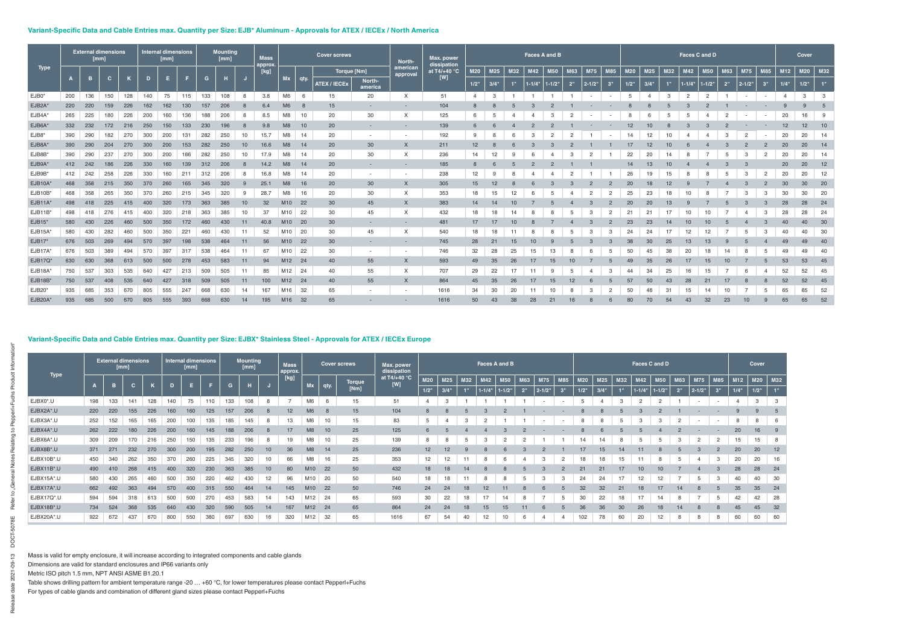## Variant-Specific Data and Cable Entries max. Quantity per Size: EJB* Aluminum - Approvals for ATEX / IECEx / North America

| Type | External dimensions [mm] | | | | Internal dimensions [mm] | | | Mounting [mm] | | | Mass approx. [kg] | Cover screws | | | | North-american approval | Max. power dissipation at T4/+40 °C [W] | Faces A and B | | | | | | | | Faces C and D | | | | | | | | Cover | | |
|---|---|---|---|---|---|---|---|---|---|---|---|---|---|---|---|---|---|---|---|---|---|---|---|---|---|---|---|---|---|---|---|---|---|---|---|---|
| | A | B | C | K | D | E | F | G | H | J | | Mx | qty. | Torque [Nm] | | | | M20 | M25 | M32 | M42 | M50 | M63 | M75 | M85 | M20 | M25 | M32 | M42 | M50 | M63 | M75 | M85 | M12 | M20 | M32 |
| | | | | | | | | | | | | | | ATEX / IECEx | North-america | | | 1/2" | 3/4" | 1" | 1-1/4" | 1-1/2" | 2" | 2-1/2" | 3" | 1/2" | 3/4" | 1" | 1-1/4" | 1-1/2" | 2" | 2-1/2" | 3" | 1/4" | 1/2" | 1" |
| EJB0* | 200 | 136 | 150 | 128 | 140 | 75 | 115 | 133 | 108 | 8 | 3.8 | M6 | 6 | 15 | 20 | X | 51 | 4 | 3 | 1 | 1 | 1 | 1 | - | - | 5 | 4 | 3 | 2 | 2 | 1 | - | - | 4 | 3 | 3 |
| EJB2A* | 220 | 220 | 159 | 226 | 162 | 162 | 130 | 157 | 206 | 8 | 6.4 | M6 | 8 | 15 | - | - | 104 | 8 | 8 | 5 | 3 | 2 | 1 | - | - | 8 | 8 | 5 | 3 | 2 | 1 | - | - | 9 | 9 | 5 |
| EJB4A* | 265 | 225 | 180 | 226 | 200 | 160 | 136 | 188 | 206 | 8 | 8.5 | M8 | 10 | 20 | 30 | X | 125 | 6 | 5 | 4 | 4 | 3 | 2 | - | - | 8 | 6 | 5 | 5 | 4 | 2 | - | - | 20 | 16 | 9 |
| EJB6A* | 332 | 232 | 172 | 216 | 250 | 150 | 133 | 230 | 196 | 8 | 9.8 | M8 | 10 | 20 | - | - | 139 | 6 | 6 | 4 | 2 | 2 | 1 | - | - | 12 | 10 | 8 | 3 | 3 | 2 | - | - | 12 | 12 | 10 |
| EJB8* | 390 | 290 | 182 | 270 | 300 | 200 | 131 | 282 | 250 | 10 | 15.7 | M8 | 14 | 20 | - | - | 192 | 9 | 8 | 6 | 3 | 2 | 2 | 1 | - | 14 | 12 | 10 | 4 | 4 | 3 | 2 | - | 20 | 20 | 14 |
| EJB8A* | 390 | 290 | 204 | 270 | 300 | 200 | 153 | 282 | 250 | 10 | 16.6 | M8 | 14 | 20 | 30 | X | 211 | 12 | 8 | 6 | 3 | 3 | 2 | 1 | 1 | 17 | 12 | 10 | 6 | 4 | 3 | 2 | 2 | 20 | 20 | 14 |
| EJB8B* | 390 | 290 | 237 | 270 | 300 | 200 | 186 | 282 | 250 | 10 | 17.9 | M8 | 14 | 20 | 30 | X | 236 | 14 | 12 | 9 | 6 | 4 | 3 | 2 | 1 | 22 | 20 | 14 | 8 | 7 | 5 | 3 | 2 | 20 | 20 | 14 |
| EJB9A* | 412 | 242 | 186 | 226 | 330 | 160 | 139 | 312 | 206 | 8 | 14.2 | M8 | 14 | 20 | - | - | 185 | 8 | 6 | 5 | 2 | 2 | 1 | 1 | | 14 | 13 | 10 | 4 | 4 | 3 | 3 | | 20 | 20 | 12 |
| EJB9B* | 412 | 242 | 258 | 226 | 330 | 160 | 211 | 312 | 206 | 8 | 16.8 | M8 | 14 | 20 | - | - | 238 | 12 | 9 | 8 | 4 | 4 | 2 | 1 | 1 | 26 | 19 | 15 | 8 | 8 | 5 | 3 | 2 | 20 | 20 | 12 |
| EJB10A* | 468 | 358 | 215 | 350 | 370 | 260 | 165 | 345 | 320 | 9 | 25.1 | M8 | 16 | 20 | 30 | X | 305 | 15 | 12 | 8 | 6 | 3 | 3 | 2 | 2 | 20 | 18 | 12 | 9 | 7 | 4 | 3 | 2 | 30 | 30 | 20 |
| EJB10B* | 468 | 358 | 265 | 350 | 370 | 260 | 215 | 345 | 320 | 9 | 28.7 | M8 | 16 | 20 | 30 | X | 353 | 18 | 15 | 12 | 6 | 5 | 4 | 2 | 2 | 25 | 23 | 18 | 10 | 8 | 7 | 3 | 3 | 30 | 30 | 20 |
| EJB11A* | 498 | 418 | 225 | 415 | 400 | 320 | 173 | 363 | 385 | 10 | 32 | M10 | 22 | 30 | 45 | X | 383 | 14 | 14 | 10 | 7 | 5 | 4 | 3 | 2 | 20 | 20 | 13 | 9 | 7 | 5 | 3 | 3 | 28 | 28 | 24 |
| EJB11B* | 498 | 418 | 276 | 415 | 400 | 320 | 218 | 363 | 385 | 10 | 37 | M10 | 22 | 30 | 45 | X | 432 | 18 | 18 | 14 | 8 | 8 | 5 | 3 | 2 | 21 | 21 | 17 | 10 | 10 | 7 | 4 | 3 | 28 | 28 | 24 |
| EJB15* | 580 | 430 | 226 | 460 | 500 | 350 | 172 | 460 | 430 | 11 | 40.8 | M10 | 20 | 30 | - | - | 481 | 17 | 17 | 10 | 8 | 7 | 4 | 3 | 2 | 20 | 23 | 14 | 10 | 10 | 5 | 4 | 3 | 40 | 40 | 30 |
| EJB15A* | 580 | 430 | 282 | 460 | 500 | 350 | 221 | 460 | 430 | 11 | 52 | M10 | 20 | 30 | 45 | X | 540 | 18 | 18 | 11 | 8 | 8 | 5 | 3 | 3 | 24 | 24 | 17 | 12 | 12 | 7 | 5 | 3 | 40 | 40 | 30 |
| EJB17* | 676 | 503 | 269 | 494 | 570 | 397 | 198 | 538 | 464 | 11 | 56 | M10 | 22 | 30 | - | - | 745 | 28 | 21 | 15 | 10 | 9 | 5 | 3 | 3 | 38 | 30 | 25 | 13 | 13 | 9 | 5 | 4 | 49 | 49 | 40 |
| EJB17A* | 676 | 503 | 389 | 494 | 570 | 397 | 317 | 538 | 464 | 11 | 67 | M10 | 22 | 30 | - | - | 746 | 32 | 28 | 25 | 15 | 13 | 8 | 6 | 5 | 50 | 45 | 38 | 20 | 18 | 14 | 8 | 5 | 49 | 49 | 40 |
| EJB17Q* | 630 | 630 | 368 | 613 | 500 | 500 | 278 | 453 | 583 | 11 | 94 | M12 | 24 | 40 | 55 | X | 593 | 49 | 35 | 26 | 17 | 15 | 10 | 7 | 5 | 49 | 35 | 26 | 17 | 15 | 10 | 7 | 5 | 53 | 53 | 45 |
| EJB18A* | 750 | 537 | 303 | 535 | 640 | 427 | 213 | 509 | 505 | 11 | 85 | M12 | 24 | 40 | 55 | X | 707 | 29 | 22 | 17 | 11 | 9 | 5 | 4 | 3 | 44 | 34 | 25 | 16 | 15 | 7 | 6 | 4 | 52 | 52 | 45 |
| EJB18B* | 750 | 537 | 408 | 535 | 640 | 427 | 318 | 509 | 505 | 11 | 100 | M12 | 24 | 40 | 55 | X | 864 | 45 | 35 | 26 | 17 | 15 | 12 | 6 | 5 | 57 | 50 | 43 | 28 | 21 | 17 | 8 | 8 | 52 | 52 | 45 |
| EJB20* | 935 | 685 | 353 | 670 | 805 | 555 | 247 | 668 | 630 | 14 | 167 | M16 | 32 | 65 | - | - | 1616 | 34 | 30 | 20 | 11 | 10 | 8 | 3 | 2 | 50 | 46 | 31 | 15 | 14 | 10 | 7 | 5 | 65 | 65 | 52 |
| EJB20A* | 935 | 685 | 500 | 670 | 805 | 555 | 393 | 668 | 630 | 14 | 195 | M16 | 32 | 65 | - | - | 1616 | 50 | 43 | 38 | 28 | 21 | 16 | 8 | 6 | 80 | 70 | 54 | 43 | 32 | 23 | 10 | 9 | 65 | 65 | 52 |

## Variant-Specific Data and Cable Entries max. Quantity per Size: EJBX* Stainless Steel - Approvals for ATEX / IECEx Europe

| Type | External dimensions [mm] | | | | Internal dimensions [mm] | | | Mounting [mm] | | | Mass approx. [kg] | Cover screws | | | Max. power dissipation at T4/+40 °C [W] | Faces A and B | | | | | | | | Faces C and D | | | | | | | | Cover | | |
|---|---|---|---|---|---|---|---|---|---|---|---|---|---|---|---|---|---|---|---|---|---|---|---|---|---|---|---|---|---|---|---|---|---|---|
| | A | B | C | K | D | E | F | G | H | J | | Mx | qty. | Torque [Nm] | | M20 | M25 | M32 | M42 | M50 | M63 | M75 | M85 | M20 | M25 | M32 | M42 | M50 | M63 | M75 | M85 | M12 | M20 | M32 |
| | | | | | | | | | | | | | | | | 1/2" | 3/4" | 1" | 1-1/4" | 1-1/2" | 2" | 2-1/2" | 3" | 1/2" | 3/4" | 1" | 1-1/4" | 1-1/2" | 2" | 2-1/2" | 3" | 1/4" | 1/2" | 1" |
| EJBX0*.U | 198 | 133 | 141 | 128 | 140 | 75 | 110 | 133 | 108 | 8 | 7 | M6 | 6 | 15 | 51 | 4 | 3 | 1 | 1 | 1 | 1 | - | - | 5 | 4 | 3 | 2 | 2 | 1 | - | - | 4 | 3 | 3 |
| EJBX2A*.U | 220 | 220 | 155 | 226 | 160 | 160 | 125 | 157 | 206 | 8 | 12 | M6 | 8 | 15 | 104 | 8 | 8 | 5 | 3 | 2 | 1 | - | - | 8 | 8 | 5 | 3 | 2 | 1 | - | - | 9 | 9 | 5 |
| EJBX3A*.U | 252 | 152 | 165 | 165 | 200 | 100 | 135 | 185 | 145 | 8 | 13 | M6 | 10 | 15 | 83 | 5 | 4 | 3 | 2 | 1 | 1 | - | - | 8 | 8 | 5 | 3 | 3 | 2 | - | - | 8 | 8 | 6 |
| EJBX4A*.U | 262 | 222 | 180 | 226 | 200 | 160 | 145 | 188 | 206 | 8 | 17 | M8 | 10 | 25 | 125 | 6 | 5 | 4 | 4 | 3 | 2 | - | - | 8 | 6 | 5 | 5 | 4 | 2 | - | - | 20 | 16 | 9 |
| EJBX6A*.U | 309 | 209 | 170 | 216 | 250 | 150 | 135 | 233 | 196 | 8 | 19 | M8 | 10 | 25 | 139 | 8 | 8 | 5 | 3 | 2 | 2 | 1 | 1 | 14 | 14 | 8 | 5 | 5 | 3 | 2 | 2 | 15 | 15 | 8 |
| EJBX8B*.U | 371 | 271 | 232 | 270 | 300 | 200 | 195 | 282 | 250 | 10 | 36 | M8 | 14 | 25 | 236 | 12 | 12 | 9 | 8 | 6 | 3 | 2 | 1 | 17 | 15 | 14 | 11 | 8 | 5 | 3 | 2 | 20 | 20 | 12 |
| EJBX10B*.U | 450 | 340 | 262 | 350 | 370 | 260 | 225 | 345 | 320 | 10 | 66 | M8 | 16 | 25 | 353 | 12 | 12 | 11 | 8 | 6 | 4 | 3 | 2 | 18 | 18 | 15 | 11 | 8 | 5 | 4 | 3 | 20 | 20 | 16 |
| EJBX11B*.U | 490 | 410 | 268 | 415 | 400 | 320 | 230 | 363 | 385 | 10 | 80 | M10 | 22 | 50 | 432 | 18 | 18 | 14 | 8 | 8 | 5 | 3 | 2 | 21 | 21 | 17 | 10 | 10 | 7 | 4 | 3 | 28 | 28 | 24 |
| EJBX15A*.U | 580 | 430 | 265 | 460 | 500 | 350 | 220 | 462 | 430 | 12 | 96 | M10 | 20 | 50 | 540 | 18 | 18 | 11 | 8 | 8 | 5 | 3 | 3 | 24 | 24 | 17 | 12 | 12 | 7 | 5 | 3 | 40 | 40 | 30 |
| EJBX17A*.U | 662 | 492 | 363 | 494 | 570 | 400 | 315 | 550 | 464 | 14 | 145 | M10 | 22 | 50 | 746 | 24 | 24 | 18 | 12 | 11 | 8 | 6 | 5 | 32 | 32 | 21 | 18 | 17 | 14 | 8 | 5 | 35 | 35 | 24 |
| EJBX17Q*.U | 594 | 594 | 318 | 613 | 500 | 500 | 270 | 453 | 583 | 14 | 143 | M12 | 24 | 65 | 593 | 30 | 22 | 18 | 17 | 14 | 8 | 7 | 5 | 30 | 22 | 18 | 17 | 14 | 8 | 7 | 5 | 42 | 42 | 28 |
| EJBX18B*.U | 734 | 524 | 368 | 535 | 640 | 430 | 320 | 590 | 505 | 14 | 167 | M12 | 24 | 65 | 864 | 24 | 24 | 18 | 15 | 15 | 11 | 6 | 5 | 36 | 36 | 30 | 26 | 18 | 14 | 8 | 8 | 45 | 45 | 32 |
| EJBX20A*.U | 922 | 672 | 437 | 670 | 800 | 550 | 380 | 697 | 630 | 16 | 320 | M12 | 32 | 65 | 1616 | 67 | 54 | 40 | 12 | 10 | 6 | 4 | 4 | 102 | 78 | 60 | 20 | 12 | 8 | 8 | 8 | 60 | 60 | 60 |

Mass is valid for empty enclosure, it will increase according to integrated components and cable glands

Dimensions are valid for standard enclosures and IP66 variants only

Metric ISO pitch 1.5 mm, NPT ANSI ASME B1.20.1

Table shows drilling pattern for ambient temperature range -20 … +60 °C, for lower temperatures please contact Pepperl+Fuchs

For types of cable glands and combination of different gland sizes please contact Pepperl+Fuchs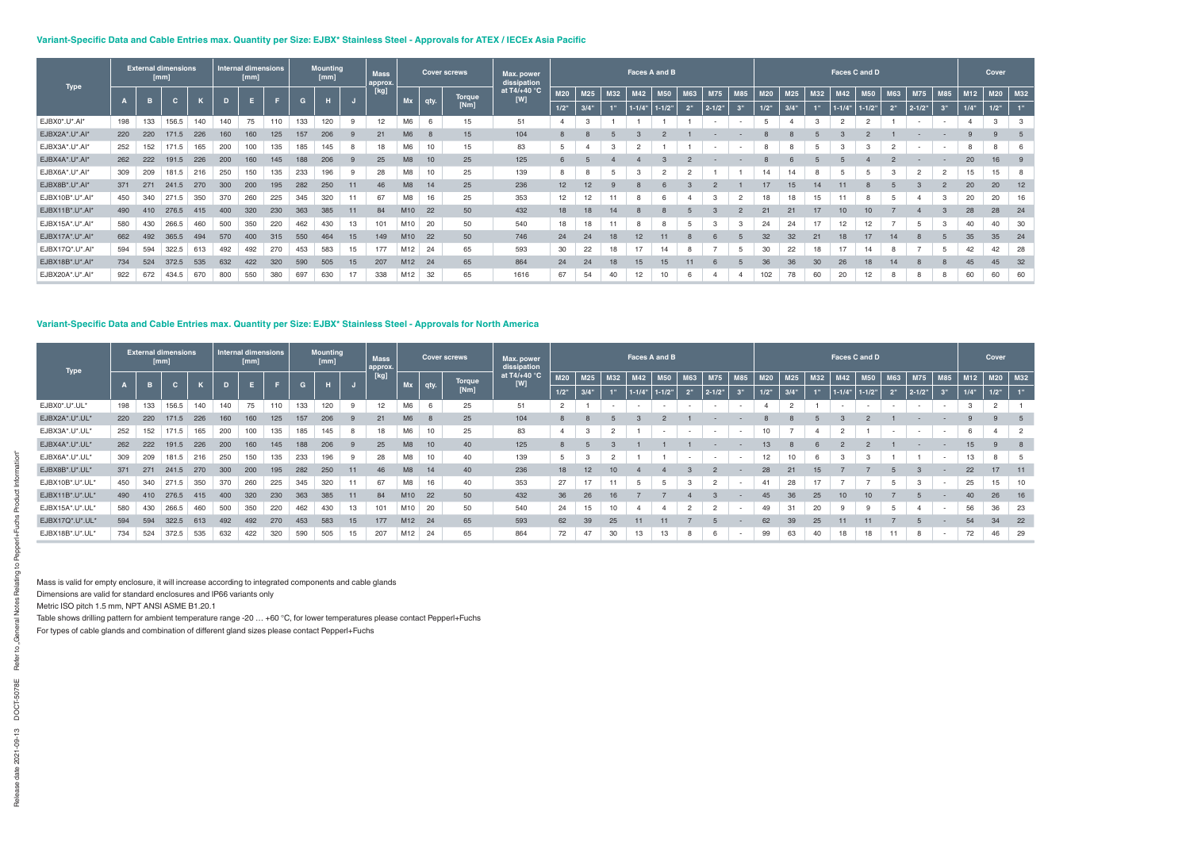## Variant-Specific Data and Cable Entries max. Quantity per Size: EJBX* Stainless Steel - Approvals for ATEX / IECEx Asia Pacific

| Type | External dimensions [mm] | | | | Internal dimensions [mm] | | | Mounting [mm] | | | Mass approx. [kg] | Cover screws | | | Max. power dissipation at T4/+40 °C [W] | Faces A and B | | | | | | | | Faces C and D | | | | | | | | Cover | | |
|---|---|---|---|---|---|---|---|---|---|---|---|---|---|---|---|---|---|---|---|---|---|---|---|---|---|---|---|---|---|---|---|---|---|---|
| | A | B | C | K | D | E | F | G | H | J | | Mx | qty. | Torque [Nm] | | M20 1/2" | M25 3/4" | M32 1" | M42 1-1/4" | M50 1-1/2" | M63 2" | M75 2-1/2" | M85 3" | M20 1/2" | M25 3/4" | M32 1" | M42 1-1/4" | M50 1-1/2" | M63 2" | M75 2-1/2" | M85 3" | M12 1/4" | M20 1/2" | M32 1" |
| EJBX0*.U*.AI* | 198 | 133 | 156.5 | 140 | 140 | 75 | 110 | 133 | 120 | 9 | 12 | M6 | 6 | 15 | 51 | 4 | 3 | 1 | 1 | 1 | 1 | - | - | 5 | 4 | 3 | 2 | 2 | 1 | - | - | 4 | 3 | 3 |
| EJBX2A*.U*.AI* | 220 | 220 | 171.5 | 226 | 160 | 160 | 125 | 157 | 206 | 9 | 21 | M6 | 8 | 15 | 104 | 8 | 8 | 5 | 3 | 2 | 1 | - | - | 8 | 8 | 5 | 3 | 2 | 1 | - | - | 9 | 9 | 5 |
| EJBX3A*.U*.AI* | 252 | 152 | 171.5 | 165 | 200 | 100 | 135 | 185 | 145 | 8 | 18 | M6 | 10 | 15 | 83 | 5 | 4 | 3 | 2 | 1 | 1 | - | - | 8 | 8 | 5 | 3 | 3 | 2 | - | - | 8 | 8 | 6 |
| EJBX4A*.U*.AI* | 262 | 222 | 191.5 | 226 | 200 | 160 | 145 | 188 | 206 | 9 | 25 | M8 | 10 | 25 | 125 | 6 | 5 | 4 | 4 | 3 | 2 | - | - | 8 | 6 | 5 | 5 | 4 | 2 | - | - | 20 | 16 | 9 |
| EJBX6A*.U*.AI* | 309 | 209 | 181.5 | 216 | 250 | 150 | 135 | 233 | 196 | 9 | 28 | M8 | 10 | 25 | 139 | 8 | 8 | 5 | 3 | 2 | 2 | 1 | 1 | 14 | 14 | 8 | 5 | 5 | 3 | 2 | 2 | 15 | 15 | 8 |
| EJBX8B*.U*.AI* | 371 | 271 | 241.5 | 270 | 300 | 200 | 195 | 282 | 250 | 11 | 46 | M8 | 14 | 25 | 236 | 12 | 12 | 9 | 8 | 6 | 3 | 2 | 1 | 17 | 15 | 14 | 11 | 8 | 5 | 3 | 2 | 20 | 20 | 12 |
| EJBX10B*.U*.AI* | 450 | 340 | 271.5 | 350 | 370 | 260 | 225 | 345 | 320 | 11 | 67 | M8 | 16 | 25 | 353 | 12 | 12 | 11 | 8 | 6 | 4 | 3 | 2 | 18 | 18 | 15 | 11 | 8 | 5 | 4 | 3 | 20 | 20 | 16 |
| EJBX11B*.U*.AI* | 490 | 410 | 276.5 | 415 | 400 | 320 | 230 | 363 | 385 | 11 | 84 | M10 | 22 | 50 | 432 | 18 | 18 | 14 | 8 | 8 | 5 | 3 | 2 | 21 | 21 | 17 | 10 | 10 | 7 | 4 | 3 | 28 | 28 | 24 |
| EJBX15A*.U*.AI* | 580 | 430 | 266.5 | 460 | 500 | 350 | 220 | 462 | 430 | 13 | 101 | M10 | 20 | 50 | 540 | 18 | 18 | 11 | 8 | 8 | 5 | 3 | 3 | 24 | 24 | 17 | 12 | 12 | 7 | 5 | 3 | 40 | 40 | 30 |
| EJBX17A*.U*.AI* | 662 | 492 | 365.5 | 494 | 570 | 400 | 315 | 550 | 464 | 15 | 149 | M10 | 22 | 50 | 746 | 24 | 24 | 18 | 12 | 11 | 8 | 6 | 5 | 32 | 32 | 21 | 18 | 17 | 14 | 8 | 5 | 35 | 35 | 24 |
| EJBX17Q*.U*.AI* | 594 | 594 | 322.5 | 613 | 492 | 492 | 270 | 453 | 583 | 15 | 177 | M12 | 24 | 65 | 593 | 30 | 22 | 18 | 17 | 14 | 8 | 7 | 5 | 30 | 22 | 18 | 17 | 14 | 8 | 7 | 5 | 42 | 42 | 28 |
| EJBX18B*.U*.AI* | 734 | 524 | 372.5 | 535 | 632 | 422 | 320 | 590 | 505 | 15 | 207 | M12 | 24 | 65 | 864 | 24 | 24 | 18 | 15 | 15 | 11 | 6 | 5 | 36 | 36 | 30 | 26 | 18 | 14 | 8 | 8 | 45 | 45 | 32 |
| EJBX20A*.U*.AI* | 922 | 672 | 434.5 | 670 | 800 | 550 | 380 | 697 | 630 | 17 | 338 | M12 | 32 | 65 | 1616 | 67 | 54 | 40 | 12 | 10 | 6 | 4 | 4 | 102 | 78 | 60 | 20 | 12 | 8 | 8 | 8 | 60 | 60 | 60 |

## Variant-Specific Data and Cable Entries max. Quantity per Size: EJBX* Stainless Steel - Approvals for North America

| Type | External dimensions [mm] | | | | Internal dimensions [mm] | | | Mounting [mm] | | | Mass approx. [kg] | Cover screws | | | Max. power dissipation at T4/+40 °C [W] | Faces A and B | | | | | | | | Faces C and D | | | | | | | | Cover | | |
|---|---|---|---|---|---|---|---|---|---|---|---|---|---|---|---|---|---|---|---|---|---|---|---|---|---|---|---|---|---|---|---|---|---|---|
| | A | B | C | K | D | E | F | G | H | J | | Mx | qty. | Torque [Nm] | | M20 1/2" | M25 3/4" | M32 1" | M42 1-1/4" | M50 1-1/2" | M63 2" | M75 2-1/2" | M85 3" | M20 1/2" | M25 3/4" | M32 1" | M42 1-1/4" | M50 1-1/2" | M63 2" | M75 2-1/2" | M85 3" | M12 1/4" | M20 1/2" | M32 1" |
| EJBX0*.U*.UL* | 198 | 133 | 156.5 | 140 | 140 | 75 | 110 | 133 | 120 | 9 | 12 | M6 | 6 | 25 | 51 | 2 | 1 | - | - | - | - | - | - | 4 | 2 | 1 | - | - | - | - | - | 3 | 2 | 1 |
| EJBX2A*.U*.UL* | 220 | 220 | 171.5 | 226 | 160 | 160 | 125 | 157 | 206 | 9 | 21 | M6 | 8 | 25 | 104 | 8 | 8 | 5 | 3 | 2 | 1 | - | - | 8 | 8 | 5 | 3 | 2 | 1 | - | - | 9 | 9 | 5 |
| EJBX3A*.U*.UL* | 252 | 152 | 171.5 | 165 | 200 | 100 | 135 | 185 | 145 | 8 | 18 | M6 | 10 | 25 | 83 | 4 | 3 | 2 | 1 | - | - | - | - | 10 | 7 | 4 | 2 | 1 | - | - | - | 6 | 4 | 2 |
| EJBX4A*.U*.UL* | 262 | 222 | 191.5 | 226 | 200 | 160 | 145 | 188 | 206 | 9 | 25 | M8 | 10 | 40 | 125 | 8 | 5 | 3 | 1 | 1 | 1 | - | - | 13 | 8 | 6 | 2 | 2 | 1 | - | - | 15 | 9 | 8 |
| EJBX6A*.U*.UL* | 309 | 209 | 181.5 | 216 | 250 | 150 | 135 | 233 | 196 | 9 | 28 | M8 | 10 | 40 | 139 | 5 | 3 | 2 | 1 | 1 | - | - | - | 12 | 10 | 6 | 3 | 3 | 1 | 1 | - | 13 | 8 | 5 |
| EJBX8B*.U*.UL* | 371 | 271 | 241.5 | 270 | 300 | 200 | 195 | 282 | 250 | 11 | 46 | M8 | 14 | 40 | 236 | 18 | 12 | 10 | 4 | 4 | 3 | 2 | - | 28 | 21 | 15 | 7 | 7 | 5 | 3 | - | 22 | 17 | 11 |
| EJBX10B*.U*.UL* | 450 | 340 | 271.5 | 350 | 370 | 260 | 225 | 345 | 320 | 11 | 67 | M8 | 16 | 40 | 353 | 27 | 17 | 11 | 5 | 5 | 3 | 2 | - | 41 | 28 | 17 | 7 | 7 | 5 | 3 | - | 25 | 15 | 10 |
| EJBX11B*.U*.UL* | 490 | 410 | 276.5 | 415 | 400 | 320 | 230 | 363 | 385 | 11 | 84 | M10 | 22 | 50 | 432 | 36 | 26 | 16 | 7 | 7 | 4 | 3 | - | 45 | 36 | 25 | 10 | 10 | 7 | 5 | - | 40 | 26 | 16 |
| EJBX15A*.U*.UL* | 580 | 430 | 266.5 | 460 | 500 | 350 | 220 | 462 | 430 | 13 | 101 | M10 | 20 | 50 | 540 | 24 | 15 | 10 | 4 | 4 | 2 | 2 | - | 49 | 31 | 20 | 9 | 9 | 5 | 4 | - | 56 | 36 | 23 |
| EJBX17Q*.U*.UL* | 594 | 594 | 322.5 | 613 | 492 | 492 | 270 | 453 | 583 | 15 | 177 | M12 | 24 | 65 | 593 | 62 | 39 | 25 | 11 | 11 | 7 | 5 | - | 62 | 39 | 25 | 11 | 11 | 7 | 5 | - | 54 | 34 | 22 |
| EJBX18B*.U*.UL* | 734 | 524 | 372.5 | 535 | 632 | 422 | 320 | 590 | 505 | 15 | 207 | M12 | 24 | 65 | 864 | 72 | 47 | 30 | 13 | 13 | 8 | 6 | - | 99 | 63 | 40 | 18 | 18 | 11 | 8 | - | 72 | 46 | 29 |

Mass is valid for empty enclosure, it will increase according to integrated components and cable glands

Dimensions are valid for standard enclosures and IP66 variants only

Metric ISO pitch 1.5 mm, NPT ANSI ASME B1.20.1

Table shows drilling pattern for ambient temperature range -20 … +60 °C, for lower temperatures please contact Pepperl+Fuchs

For types of cable glands and combination of different gland sizes please contact Pepperl+Fuchs